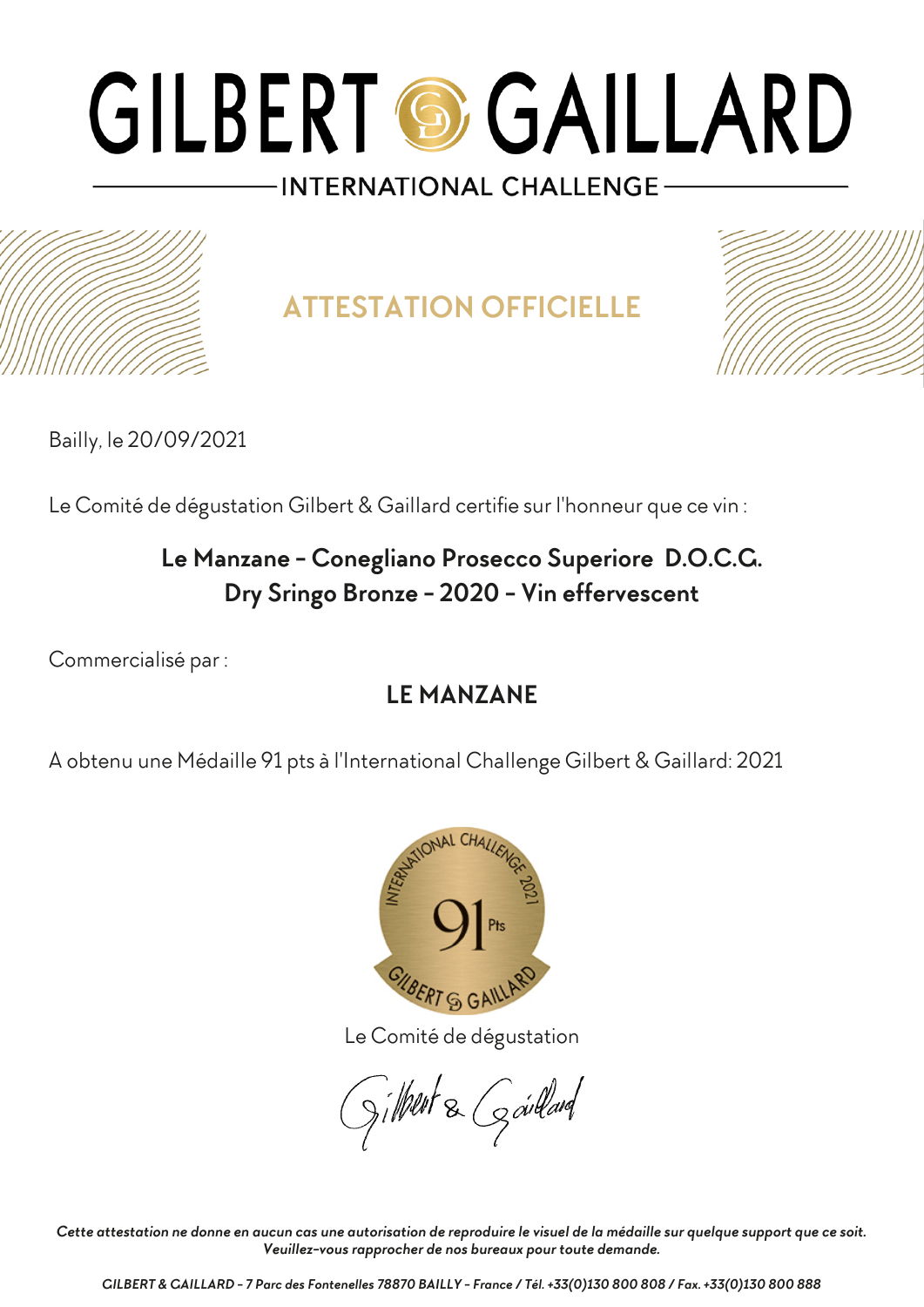# GILBERT & GAILLARD

INTERNATIONAL CHALLENGE

## ATTESTATION OFFICIELLE

Bailly, le 20/09/2021

Le Comité de dégustation Gilbert & Gaillard certifie sur l'honneur que ce vin :

**Le Manzane - Conegliano Prosecco Superiore D.O.C.G.**
**Dry Sringo Bronze - 2020 - Vin effervescent**

Commercialisé par :

**LE MANZANE**

A obtenu une Médaille 91 pts à l'International Challenge Gilbert & Gaillard: 2021

Le Comité de dégustation

Gilbert & Gaillard

*Cette attestation ne donne en aucun cas une autorisation de reproduire le visuel de la médaille sur quelque support que ce soit. Veuillez-vous rapprocher de nos bureaux pour toute demande.*

*GILBERT & GAILLARD - 7 Parc des Fontenelles 78870 BAILLY - France / Tél. +33(0)130 800 808 / Fax. +33(0)130 800 888*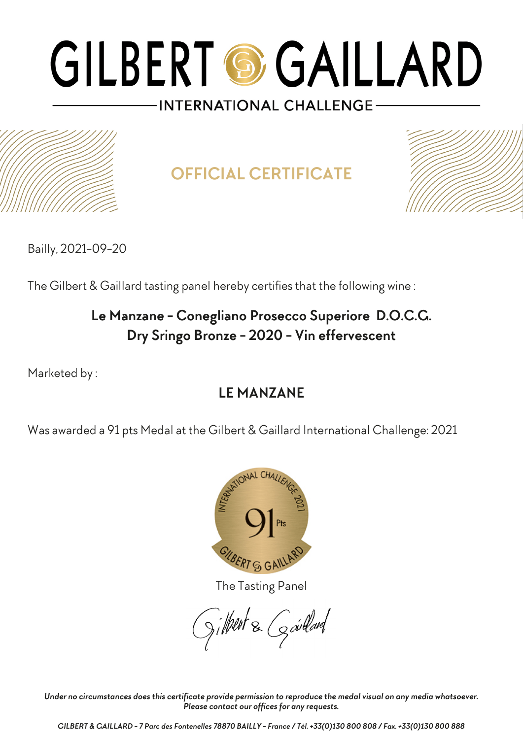# GILBERT & GAILLARD

INTERNATIONAL CHALLENGE

## OFFICIAL CERTIFICATE

Bailly, 2021-09-20

The Gilbert & Gaillard tasting panel hereby certifies that the following wine :

**Le Manzane - Conegliano Prosecco Superiore D.O.C.G.**
**Dry Sringo Bronze - 2020 - Vin effervescent**

Marketed by :

**LE MANZANE**

Was awarded a 91 pts Medal at the Gilbert & Gaillard International Challenge: 2021

The Tasting Panel

Gilbert & Gaillard

*Under no circumstances does this certificate provide permission to reproduce the medal visual on any media whatsoever.*
*Please contact our offices for any requests.*

*GILBERT & GAILLARD - 7 Parc des Fontenelles 78870 BAILLY - France / Tél. +33(0)130 800 808 / Fax. +33(0)130 800 888*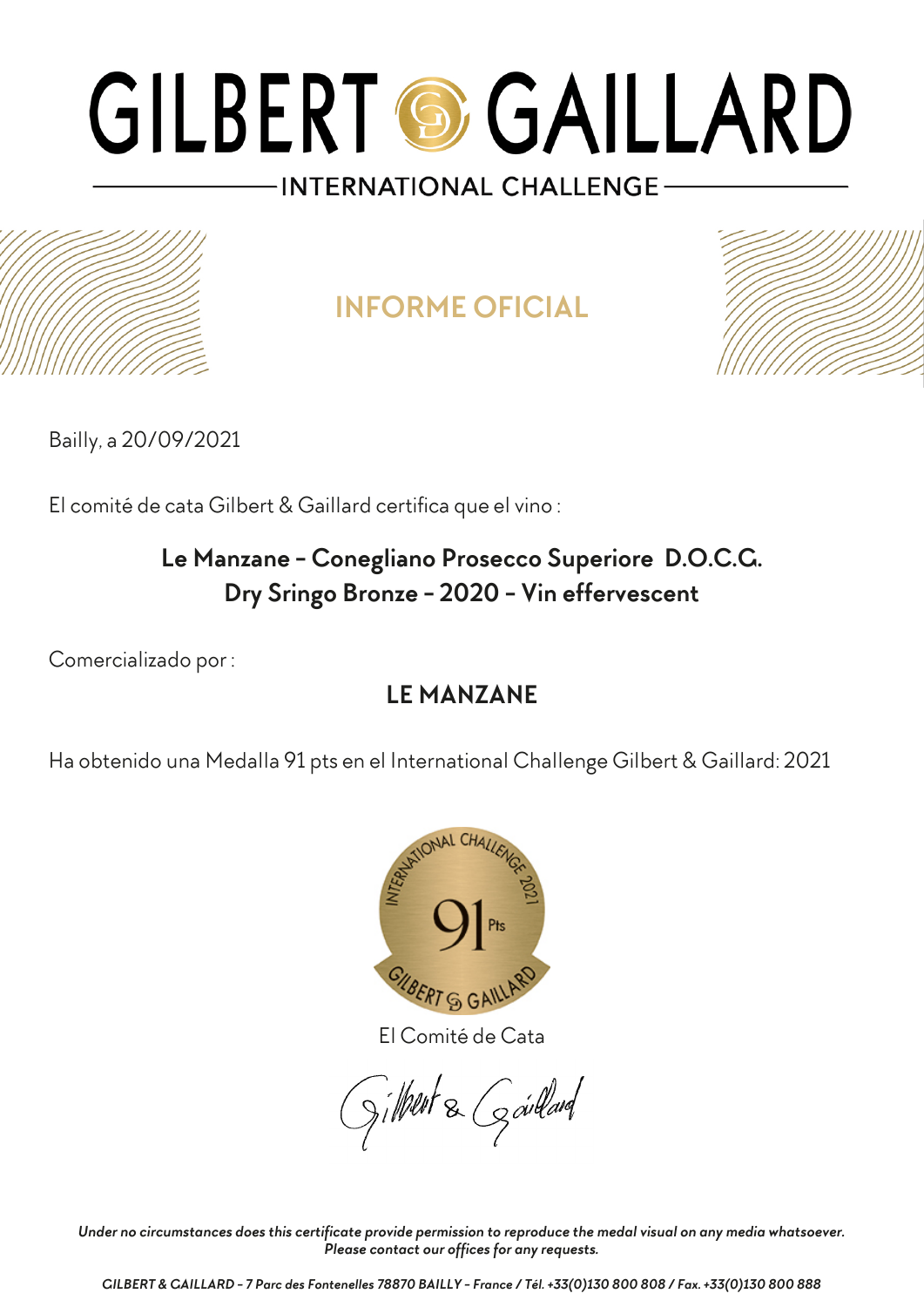# GILBERT GAILLARD

INTERNATIONAL CHALLENGE

## INFORME OFICIAL

Bailly, a 20/09/2021

El comité de cata Gilbert & Gaillard certifica que el vino :

**Le Manzane - Conegliano Prosecco Superiore D.O.C.G.**
**Dry Sringo Bronze - 2020 - Vin effervescent**

Comercializado por :

**LE MANZANE**

Ha obtenido una Medalla 91 pts en el International Challenge Gilbert & Gaillard: 2021

El Comité de Cata

*Gilbert & Gaillard*

*Under no circumstances does this certificate provide permission to reproduce the medal visual on any media whatsoever. Please contact our offices for any requests.*

*GILBERT & GAILLARD - 7 Parc des Fontenelles 78870 BAILLY - France / Tél. +33(0)130 800 808 / Fax. +33(0)130 800 888*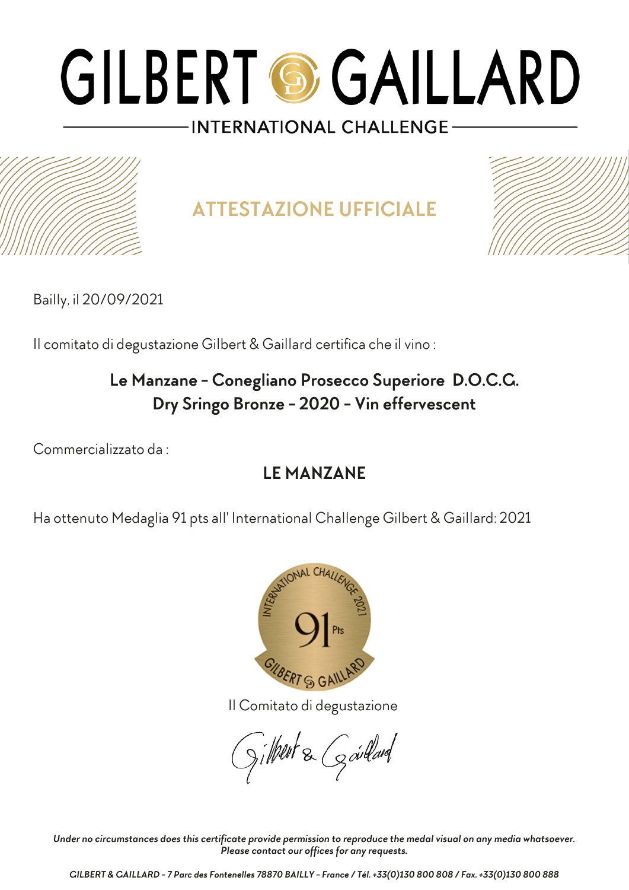# GILBERT & GAILLARD

INTERNATIONAL CHALLENGE

## ATTESTAZIONE UFFICIALE

Bailly, il 20/09/2021

Il comitato di degustazione Gilbert & Gaillard certifica che il vino :

**Le Manzane - Conegliano Prosecco Superiore D.O.C.G.**
**Dry Sringo Bronze - 2020 - Vin effervescent**

Commercializzato da :

**LE MANZANE**

Ha ottenuto Medaglia 91 pts all' International Challenge Gilbert & Gaillard: 2021

INTERNATIONAL CHALLENGE 2021
91 Pts
GILBERT & GAILLARD

Il Comitato di degustazione

Gilbert & Gaillard

*Under no circumstances does this certificate provide permission to reproduce the medal visual on any media whatsoever. Please contact our offices for any requests.*

*GILBERT & GAILLARD - 7 Parc des Fontenelles 78870 BAILLY - France / Tél. +33(0)130 800 808 / Fax. +33(0)130 800 888*